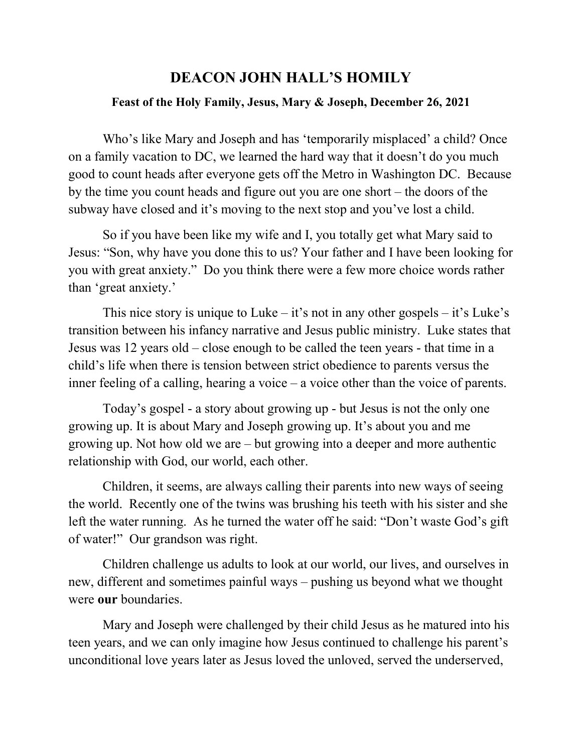# DEACON JOHN HALL'S HOMILY

### Feast of the Holy Family, Jesus, Mary & Joseph, December 26, 2021

Who's like Mary and Joseph and has 'temporarily misplaced' a child? Once on a family vacation to DC, we learned the hard way that it doesn't do you much good to count heads after everyone gets off the Metro in Washington DC. Because by the time you count heads and figure out you are one short – the doors of the subway have closed and it's moving to the next stop and you've lost a child.

So if you have been like my wife and I, you totally get what Mary said to Jesus: "Son, why have you done this to us? Your father and I have been looking for you with great anxiety." Do you think there were a few more choice words rather than 'great anxiety.'

This nice story is unique to Luke – it's not in any other gospels – it's Luke's transition between his infancy narrative and Jesus public ministry. Luke states that Jesus was 12 years old – close enough to be called the teen years - that time in a child's life when there is tension between strict obedience to parents versus the inner feeling of a calling, hearing a voice – a voice other than the voice of parents.

Today's gospel - a story about growing up - but Jesus is not the only one growing up. It is about Mary and Joseph growing up. It's about you and me growing up. Not how old we are – but growing into a deeper and more authentic relationship with God, our world, each other.

Children, it seems, are always calling their parents into new ways of seeing the world. Recently one of the twins was brushing his teeth with his sister and she left the water running. As he turned the water off he said: "Don't waste God's gift of water!" Our grandson was right.

Children challenge us adults to look at our world, our lives, and ourselves in new, different and sometimes painful ways – pushing us beyond what we thought were **our** boundaries.

Mary and Joseph were challenged by their child Jesus as he matured into his teen years, and we can only imagine how Jesus continued to challenge his parent's unconditional love years later as Jesus loved the unloved, served the underserved,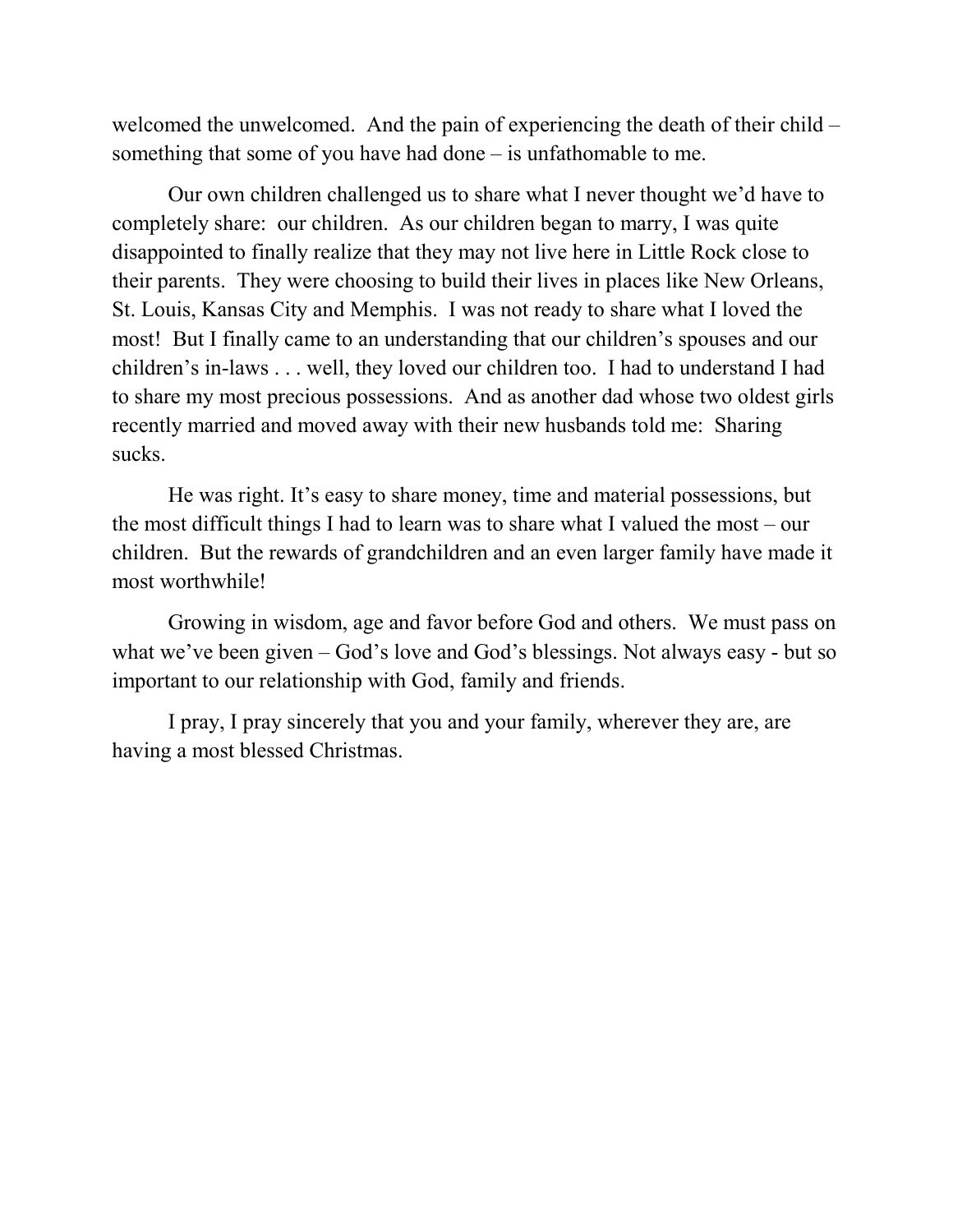welcomed the unwelcomed. And the pain of experiencing the death of their child – something that some of you have had done – is unfathomable to me.

Our own children challenged us to share what I never thought we'd have to completely share: our children. As our children began to marry, I was quite disappointed to finally realize that they may not live here in Little Rock close to their parents. They were choosing to build their lives in places like New Orleans, St. Louis, Kansas City and Memphis. I was not ready to share what I loved the most! But I finally came to an understanding that our children's spouses and our children's in-laws . . . well, they loved our children too. I had to understand I had to share my most precious possessions. And as another dad whose two oldest girls recently married and moved away with their new husbands told me: Sharing sucks.

He was right. It's easy to share money, time and material possessions, but the most difficult things I had to learn was to share what I valued the most – our children. But the rewards of grandchildren and an even larger family have made it most worthwhile!

Growing in wisdom, age and favor before God and others. We must pass on what we've been given – God's love and God's blessings. Not always easy - but so important to our relationship with God, family and friends.

I pray, I pray sincerely that you and your family, wherever they are, are having a most blessed Christmas.